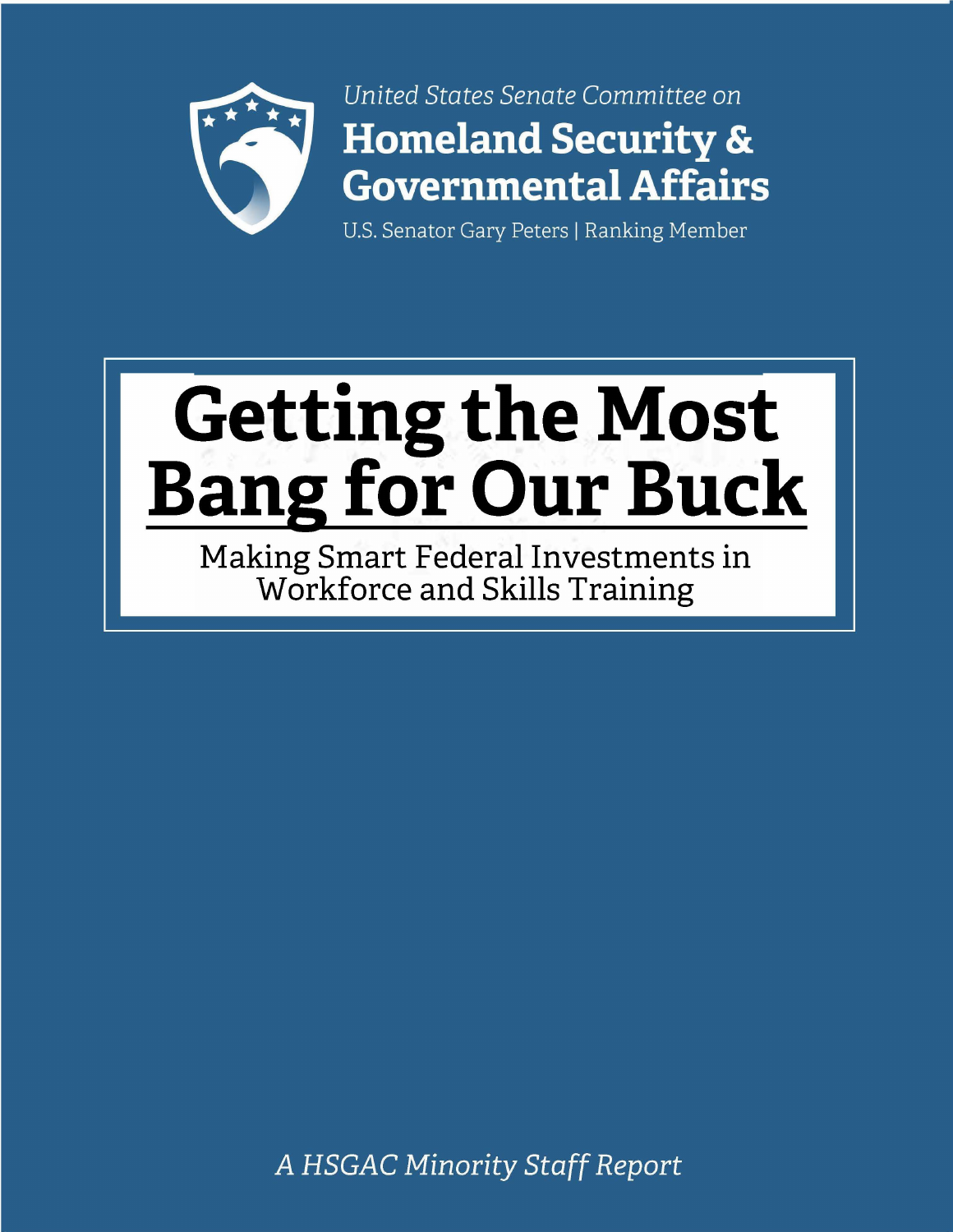United States Senate Committee on

**Homeland Security & Governmental Affairs**

U.S. Senator Gary Peters | Ranking Member

# Getting the Most Bang for Our Buck

## Making Smart Federal Investments in Workforce and Skills Training

*A HSGAC Minority Staff Report*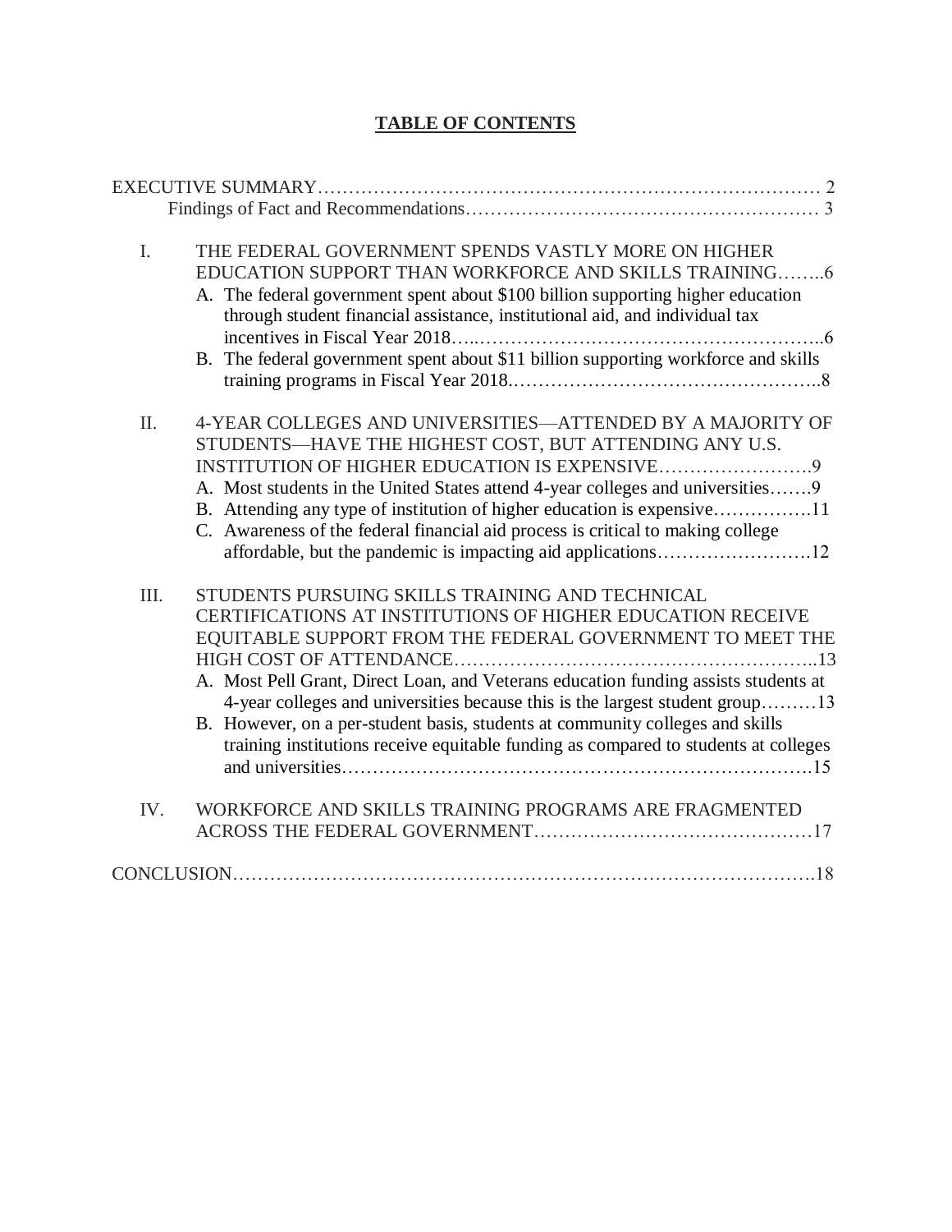## TABLE OF CONTENTS

EXECUTIVE SUMMARY………………………………………………………………………… 2
- Findings of Fact and Recommendations……………………………………………… 3

I. THE FEDERAL GOVERNMENT SPENDS VASTLY MORE ON HIGHER EDUCATION SUPPORT THAN WORKFORCE AND SKILLS TRAINING……..6
   - A. The federal government spent about $100 billion supporting higher education through student financial assistance, institutional aid, and individual tax incentives in Fiscal Year 2018…..…………………………………………………..6
   - B. The federal government spent about $11 billion supporting workforce and skills training programs in Fiscal Year 2018.………………………………………..8

II. 4-YEAR COLLEGES AND UNIVERSITIES—ATTENDED BY A MAJORITY OF STUDENTS—HAVE THE HIGHEST COST, BUT ATTENDING ANY U.S. INSTITUTION OF HIGHER EDUCATION IS EXPENSIVE…………………….9
   - A. Most students in the United States attend 4-year colleges and universities…….9
   - B. Attending any type of institution of higher education is expensive…………….11
   - C. Awareness of the federal financial aid process is critical to making college affordable, but the pandemic is impacting aid applications…………………….12

III. STUDENTS PURSUING SKILLS TRAINING AND TECHNICAL CERTIFICATIONS AT INSTITUTIONS OF HIGHER EDUCATION RECEIVE EQUITABLE SUPPORT FROM THE FEDERAL GOVERNMENT TO MEET THE HIGH COST OF ATTENDANCE………………………………………………..13
   - A. Most Pell Grant, Direct Loan, and Veterans education funding assists students at 4-year colleges and universities because this is the largest student group………13
   - B. However, on a per-student basis, students at community colleges and skills training institutions receive equitable funding as compared to students at colleges and universities………………………………………………………………….15

IV. WORKFORCE AND SKILLS TRAINING PROGRAMS ARE FRAGMENTED ACROSS THE FEDERAL GOVERNMENT………………………………………17

CONCLUSION……………………………………………………………………………….18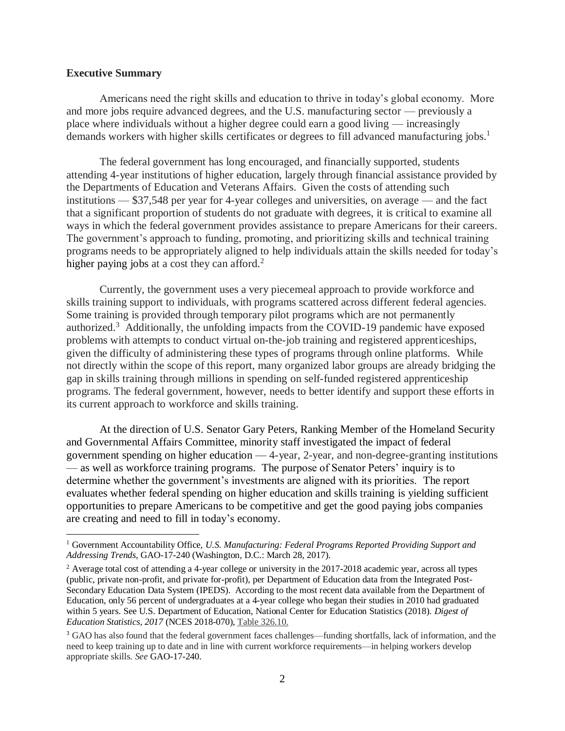**Executive Summary**

Americans need the right skills and education to thrive in today's global economy. More and more jobs require advanced degrees, and the U.S. manufacturing sector — previously a place where individuals without a higher degree could earn a good living — increasingly demands workers with higher skills certificates or degrees to fill advanced manufacturing jobs.[1]

The federal government has long encouraged, and financially supported, students attending 4-year institutions of higher education, largely through financial assistance provided by the Departments of Education and Veterans Affairs. Given the costs of attending such institutions — $37,548 per year for 4-year colleges and universities, on average — and the fact that a significant proportion of students do not graduate with degrees, it is critical to examine all ways in which the federal government provides assistance to prepare Americans for their careers. The government's approach to funding, promoting, and prioritizing skills and technical training programs needs to be appropriately aligned to help individuals attain the skills needed for today's higher paying jobs at a cost they can afford.[2]

Currently, the government uses a very piecemeal approach to provide workforce and skills training support to individuals, with programs scattered across different federal agencies. Some training is provided through temporary pilot programs which are not permanently authorized.[3] Additionally, the unfolding impacts from the COVID-19 pandemic have exposed problems with attempts to conduct virtual on-the-job training and registered apprenticeships, given the difficulty of administering these types of programs through online platforms. While not directly within the scope of this report, many organized labor groups are already bridging the gap in skills training through millions in spending on self-funded registered apprenticeship programs. The federal government, however, needs to better identify and support these efforts in its current approach to workforce and skills training.

At the direction of U.S. Senator Gary Peters, Ranking Member of the Homeland Security and Governmental Affairs Committee, minority staff investigated the impact of federal government spending on higher education — 4-year, 2-year, and non-degree-granting institutions — as well as workforce training programs. The purpose of Senator Peters' inquiry is to determine whether the government's investments are aligned with its priorities. The report evaluates whether federal spending on higher education and skills training is yielding sufficient opportunities to prepare Americans to be competitive and get the good paying jobs companies are creating and need to fill in today's economy.

---

[1] Government Accountability Office, *U.S. Manufacturing: Federal Programs Reported Providing Support and Addressing Trends*, GAO-17-240 (Washington, D.C.: March 28, 2017).

[2] Average total cost of attending a 4-year college or university in the 2017-2018 academic year, across all types (public, private non-profit, and private for-profit), per Department of Education data from the Integrated Post-Secondary Education Data System (IPEDS). According to the most recent data available from the Department of Education, only 56 percent of undergraduates at a 4-year college who began their studies in 2010 had graduated within 5 years. See U.S. Department of Education, National Center for Education Statistics (2018). *Digest of Education Statistics, 2017* (NCES 2018-070), Table 326.10.

[3] GAO has also found that the federal government faces challenges—funding shortfalls, lack of information, and the need to keep training up to date and in line with current workforce requirements—in helping workers develop appropriate skills. *See* GAO-17-240.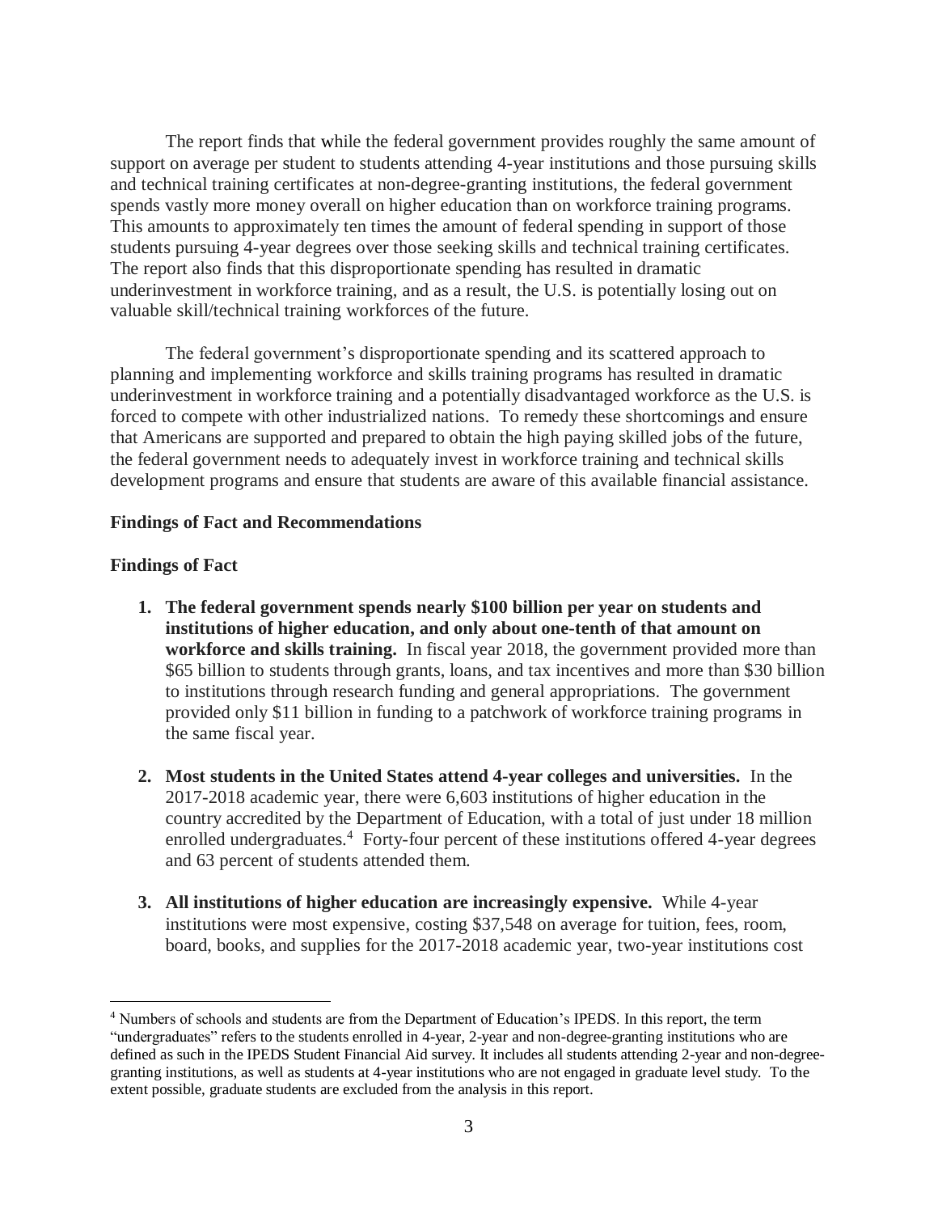The report finds that while the federal government provides roughly the same amount of support on average per student to students attending 4-year institutions and those pursuing skills and technical training certificates at non-degree-granting institutions, the federal government spends vastly more money overall on higher education than on workforce training programs. This amounts to approximately ten times the amount of federal spending in support of those students pursuing 4-year degrees over those seeking skills and technical training certificates. The report also finds that this disproportionate spending has resulted in dramatic underinvestment in workforce training, and as a result, the U.S. is potentially losing out on valuable skill/technical training workforces of the future.

The federal government's disproportionate spending and its scattered approach to planning and implementing workforce and skills training programs has resulted in dramatic underinvestment in workforce training and a potentially disadvantaged workforce as the U.S. is forced to compete with other industrialized nations. To remedy these shortcomings and ensure that Americans are supported and prepared to obtain the high paying skilled jobs of the future, the federal government needs to adequately invest in workforce training and technical skills development programs and ensure that students are aware of this available financial assistance.

**Findings of Fact and Recommendations**

**Findings of Fact**

1. **The federal government spends nearly $100 billion per year on students and institutions of higher education, and only about one-tenth of that amount on workforce and skills training.** In fiscal year 2018, the government provided more than $65 billion to students through grants, loans, and tax incentives and more than $30 billion to institutions through research funding and general appropriations. The government provided only $11 billion in funding to a patchwork of workforce training programs in the same fiscal year.

2. **Most students in the United States attend 4-year colleges and universities.** In the 2017-2018 academic year, there were 6,603 institutions of higher education in the country accredited by the Department of Education, with a total of just under 18 million enrolled undergraduates.[4] Forty-four percent of these institutions offered 4-year degrees and 63 percent of students attended them.

3. **All institutions of higher education are increasingly expensive.** While 4-year institutions were most expensive, costing $37,548 on average for tuition, fees, room, board, books, and supplies for the 2017-2018 academic year, two-year institutions cost

[4] Numbers of schools and students are from the Department of Education's IPEDS. In this report, the term "undergraduates" refers to the students enrolled in 4-year, 2-year and non-degree-granting institutions who are defined as such in the IPEDS Student Financial Aid survey. It includes all students attending 2-year and non-degree-granting institutions, as well as students at 4-year institutions who are not engaged in graduate level study. To the extent possible, graduate students are excluded from the analysis in this report.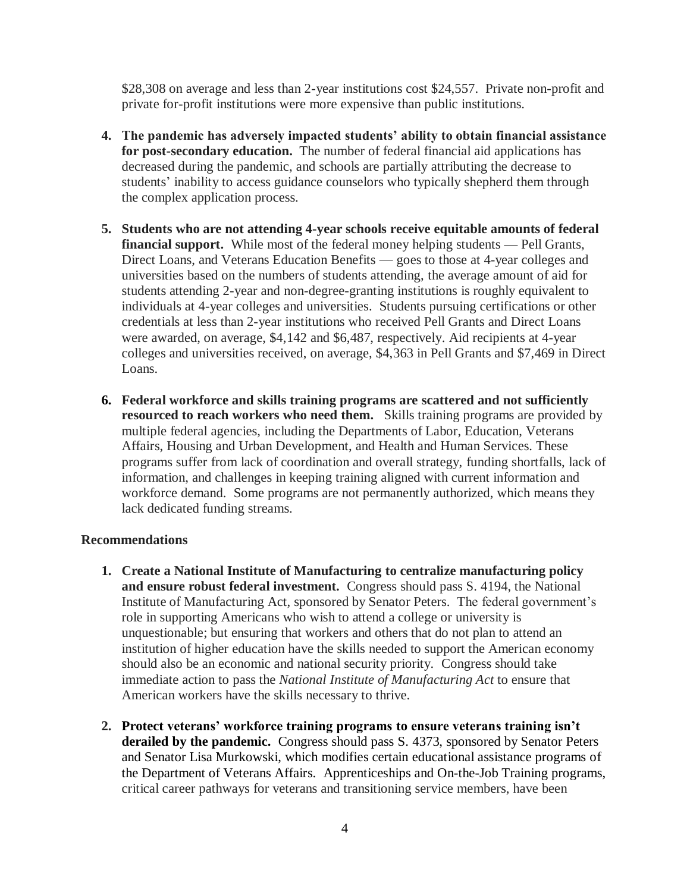$28,308 on average and less than 2-year institutions cost $24,557. Private non-profit and private for-profit institutions were more expensive than public institutions.

4. **The pandemic has adversely impacted students' ability to obtain financial assistance for post-secondary education.** The number of federal financial aid applications has decreased during the pandemic, and schools are partially attributing the decrease to students' inability to access guidance counselors who typically shepherd them through the complex application process.

5. **Students who are not attending 4-year schools receive equitable amounts of federal financial support.** While most of the federal money helping students — Pell Grants, Direct Loans, and Veterans Education Benefits — goes to those at 4-year colleges and universities based on the numbers of students attending, the average amount of aid for students attending 2-year and non-degree-granting institutions is roughly equivalent to individuals at 4-year colleges and universities. Students pursuing certifications or other credentials at less than 2-year institutions who received Pell Grants and Direct Loans were awarded, on average, $4,142 and $6,487, respectively. Aid recipients at 4-year colleges and universities received, on average, $4,363 in Pell Grants and $7,469 in Direct Loans.

6. **Federal workforce and skills training programs are scattered and not sufficiently resourced to reach workers who need them.** Skills training programs are provided by multiple federal agencies, including the Departments of Labor, Education, Veterans Affairs, Housing and Urban Development, and Health and Human Services. These programs suffer from lack of coordination and overall strategy, funding shortfalls, lack of information, and challenges in keeping training aligned with current information and workforce demand. Some programs are not permanently authorized, which means they lack dedicated funding streams.

**Recommendations**

1. **Create a National Institute of Manufacturing to centralize manufacturing policy and ensure robust federal investment.** Congress should pass S. 4194, the National Institute of Manufacturing Act, sponsored by Senator Peters. The federal government's role in supporting Americans who wish to attend a college or university is unquestionable; but ensuring that workers and others that do not plan to attend an institution of higher education have the skills needed to support the American economy should also be an economic and national security priority. Congress should take immediate action to pass the *National Institute of Manufacturing Act* to ensure that American workers have the skills necessary to thrive.

2. **Protect veterans' workforce training programs to ensure veterans training isn't derailed by the pandemic.** Congress should pass S. 4373, sponsored by Senator Peters and Senator Lisa Murkowski, which modifies certain educational assistance programs of the Department of Veterans Affairs. Apprenticeships and On-the-Job Training programs, critical career pathways for veterans and transitioning service members, have been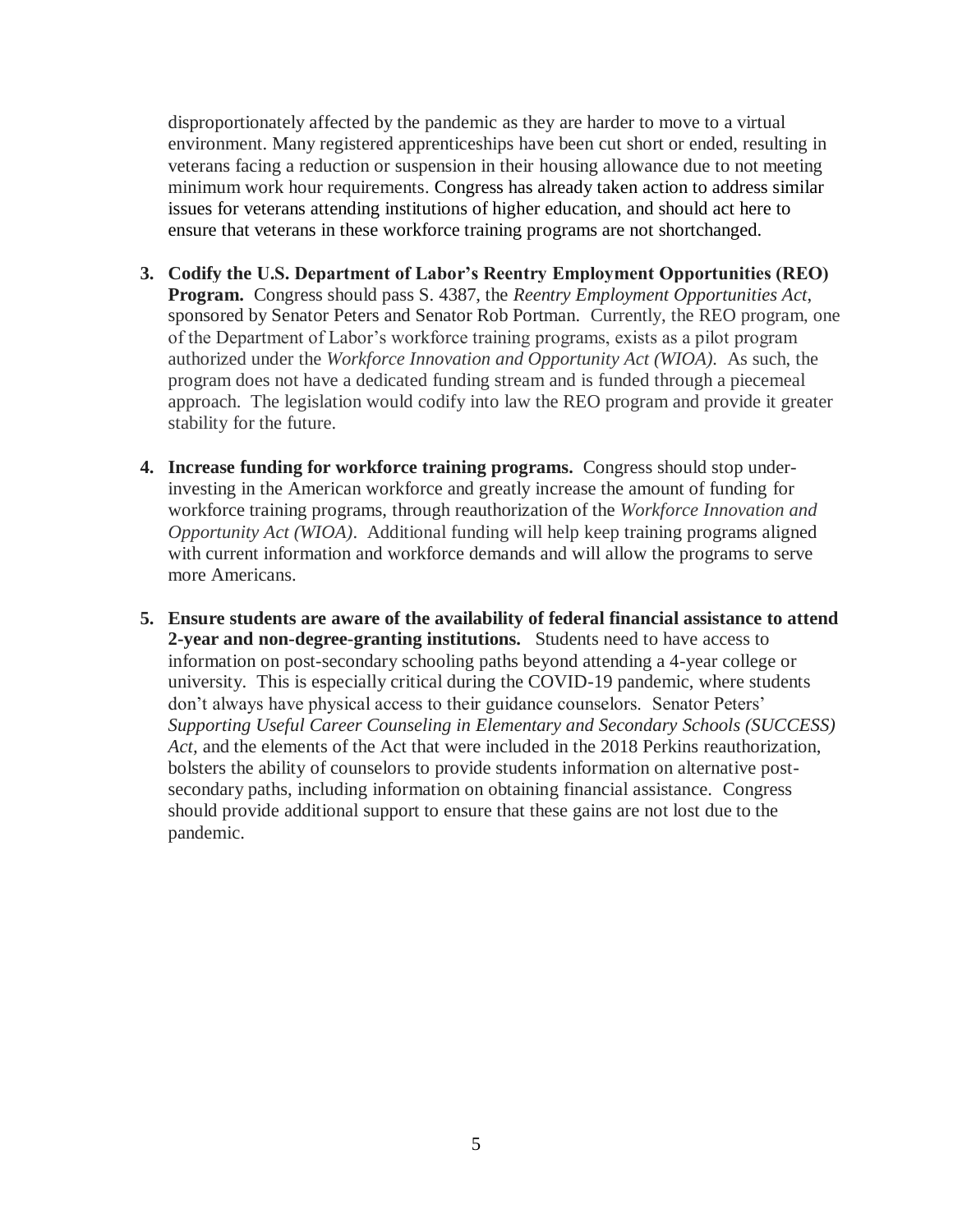disproportionately affected by the pandemic as they are harder to move to a virtual environment. Many registered apprenticeships have been cut short or ended, resulting in veterans facing a reduction or suspension in their housing allowance due to not meeting minimum work hour requirements. Congress has already taken action to address similar issues for veterans attending institutions of higher education, and should act here to ensure that veterans in these workforce training programs are not shortchanged.

3. **Codify the U.S. Department of Labor's Reentry Employment Opportunities (REO) Program.** Congress should pass S. 4387, the *Reentry Employment Opportunities Act*, sponsored by Senator Peters and Senator Rob Portman. Currently, the REO program, one of the Department of Labor's workforce training programs, exists as a pilot program authorized under the *Workforce Innovation and Opportunity Act (WIOA)*. As such, the program does not have a dedicated funding stream and is funded through a piecemeal approach. The legislation would codify into law the REO program and provide it greater stability for the future.

4. **Increase funding for workforce training programs.** Congress should stop under-investing in the American workforce and greatly increase the amount of funding for workforce training programs, through reauthorization of the *Workforce Innovation and Opportunity Act (WIOA)*. Additional funding will help keep training programs aligned with current information and workforce demands and will allow the programs to serve more Americans.

5. **Ensure students are aware of the availability of federal financial assistance to attend 2-year and non-degree-granting institutions.** Students need to have access to information on post-secondary schooling paths beyond attending a 4-year college or university. This is especially critical during the COVID-19 pandemic, where students don't always have physical access to their guidance counselors. Senator Peters' *Supporting Useful Career Counseling in Elementary and Secondary Schools (SUCCESS) Act*, and the elements of the Act that were included in the 2018 Perkins reauthorization, bolsters the ability of counselors to provide students information on alternative post-secondary paths, including information on obtaining financial assistance. Congress should provide additional support to ensure that these gains are not lost due to the pandemic.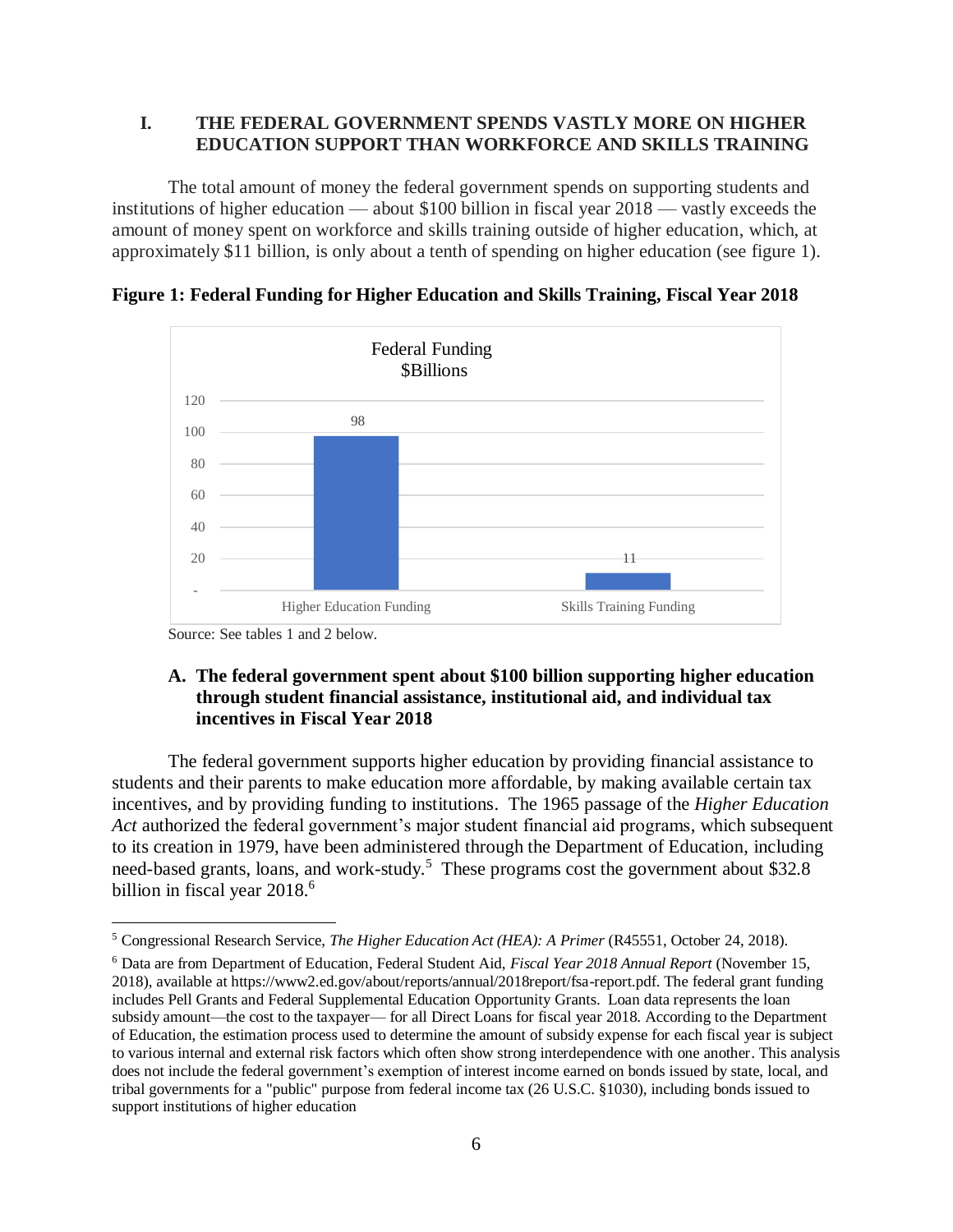## I. THE FEDERAL GOVERNMENT SPENDS VASTLY MORE ON HIGHER EDUCATION SUPPORT THAN WORKFORCE AND SKILLS TRAINING

The total amount of money the federal government spends on supporting students and institutions of higher education — about $100 billion in fiscal year 2018 — vastly exceeds the amount of money spent on workforce and skills training outside of higher education, which, at approximately $11 billion, is only about a tenth of spending on higher education (see figure 1).

**Figure 1: Federal Funding for Higher Education and Skills Training, Fiscal Year 2018**

Federal Funding $Billions

| Category | $Billions |
| --- | --- |
| Higher Education Funding | 98 |
| Skills Training Funding | 11 |

Source: See tables 1 and 2 below.

### A. The federal government spent about $100 billion supporting higher education through student financial assistance, institutional aid, and individual tax incentives in Fiscal Year 2018

The federal government supports higher education by providing financial assistance to students and their parents to make education more affordable, by making available certain tax incentives, and by providing funding to institutions. The 1965 passage of the *Higher Education Act* authorized the federal government's major student financial aid programs, which subsequent to its creation in 1979, have been administered through the Department of Education, including need-based grants, loans, and work-study.[5] These programs cost the government about $32.8 billion in fiscal year 2018.[6]

---

[5] Congressional Research Service, *The Higher Education Act (HEA): A Primer* (R45551, October 24, 2018).

[6] Data are from Department of Education, Federal Student Aid, *Fiscal Year 2018 Annual Report* (November 15, 2018), available at https://www2.ed.gov/about/reports/annual/2018report/fsa-report.pdf. The federal grant funding includes Pell Grants and Federal Supplemental Education Opportunity Grants. Loan data represents the loan subsidy amount—the cost to the taxpayer— for all Direct Loans for fiscal year 2018. According to the Department of Education, the estimation process used to determine the amount of subsidy expense for each fiscal year is subject to various internal and external risk factors which often show strong interdependence with one another. This analysis does not include the federal government's exemption of interest income earned on bonds issued by state, local, and tribal governments for a "public" purpose from federal income tax (26 U.S.C. §1030), including bonds issued to support institutions of higher education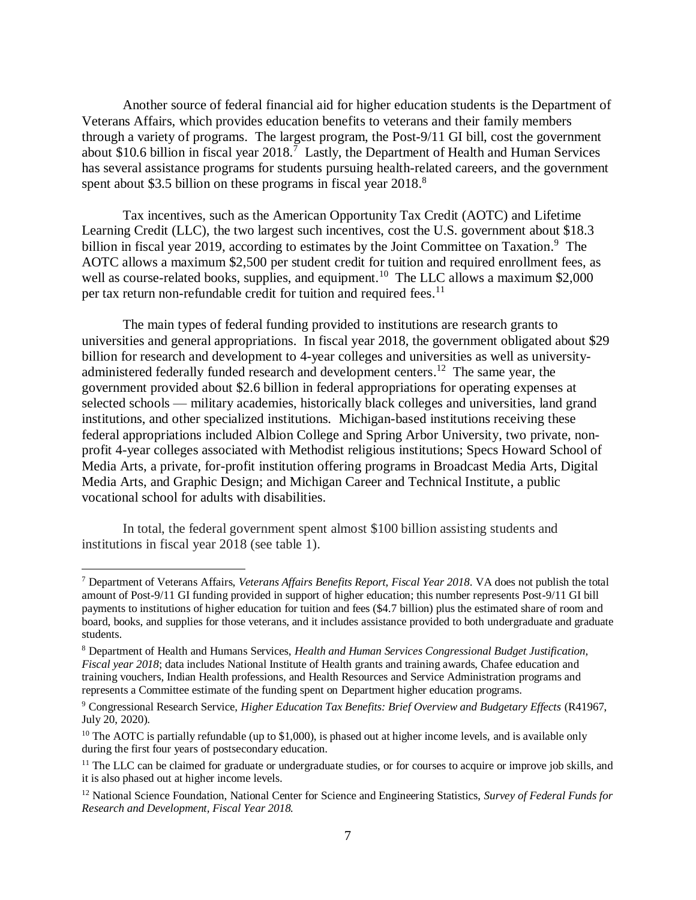Another source of federal financial aid for higher education students is the Department of Veterans Affairs, which provides education benefits to veterans and their family members through a variety of programs. The largest program, the Post-9/11 GI bill, cost the government about $10.6 billion in fiscal year 2018.[7] Lastly, the Department of Health and Human Services has several assistance programs for students pursuing health-related careers, and the government spent about $3.5 billion on these programs in fiscal year 2018.[8]

Tax incentives, such as the American Opportunity Tax Credit (AOTC) and Lifetime Learning Credit (LLC), the two largest such incentives, cost the U.S. government about $18.3 billion in fiscal year 2019, according to estimates by the Joint Committee on Taxation.[9] The AOTC allows a maximum $2,500 per student credit for tuition and required enrollment fees, as well as course-related books, supplies, and equipment.[10] The LLC allows a maximum $2,000 per tax return non-refundable credit for tuition and required fees.[11]

The main types of federal funding provided to institutions are research grants to universities and general appropriations. In fiscal year 2018, the government obligated about $29 billion for research and development to 4-year colleges and universities as well as university-administered federally funded research and development centers.[12] The same year, the government provided about $2.6 billion in federal appropriations for operating expenses at selected schools — military academies, historically black colleges and universities, land grand institutions, and other specialized institutions. Michigan-based institutions receiving these federal appropriations included Albion College and Spring Arbor University, two private, non-profit 4-year colleges associated with Methodist religious institutions; Specs Howard School of Media Arts, a private, for-profit institution offering programs in Broadcast Media Arts, Digital Media Arts, and Graphic Design; and Michigan Career and Technical Institute, a public vocational school for adults with disabilities.

In total, the federal government spent almost $100 billion assisting students and institutions in fiscal year 2018 (see table 1).

---

[7] Department of Veterans Affairs, *Veterans Affairs Benefits Report, Fiscal Year 2018*. VA does not publish the total amount of Post-9/11 GI funding provided in support of higher education; this number represents Post-9/11 GI bill payments to institutions of higher education for tuition and fees ($4.7 billion) plus the estimated share of room and board, books, and supplies for those veterans, and it includes assistance provided to both undergraduate and graduate students.

[8] Department of Health and Humans Services, *Health and Human Services Congressional Budget Justification, Fiscal year 2018*; data includes National Institute of Health grants and training awards, Chafee education and training vouchers, Indian Health professions, and Health Resources and Service Administration programs and represents a Committee estimate of the funding spent on Department higher education programs.

[9] Congressional Research Service, *Higher Education Tax Benefits: Brief Overview and Budgetary Effects* (R41967, July 20, 2020).

[10] The AOTC is partially refundable (up to $1,000), is phased out at higher income levels, and is available only during the first four years of postsecondary education.

[11] The LLC can be claimed for graduate or undergraduate studies, or for courses to acquire or improve job skills, and it is also phased out at higher income levels.

[12] National Science Foundation, National Center for Science and Engineering Statistics, *Survey of Federal Funds for Research and Development, Fiscal Year 2018.*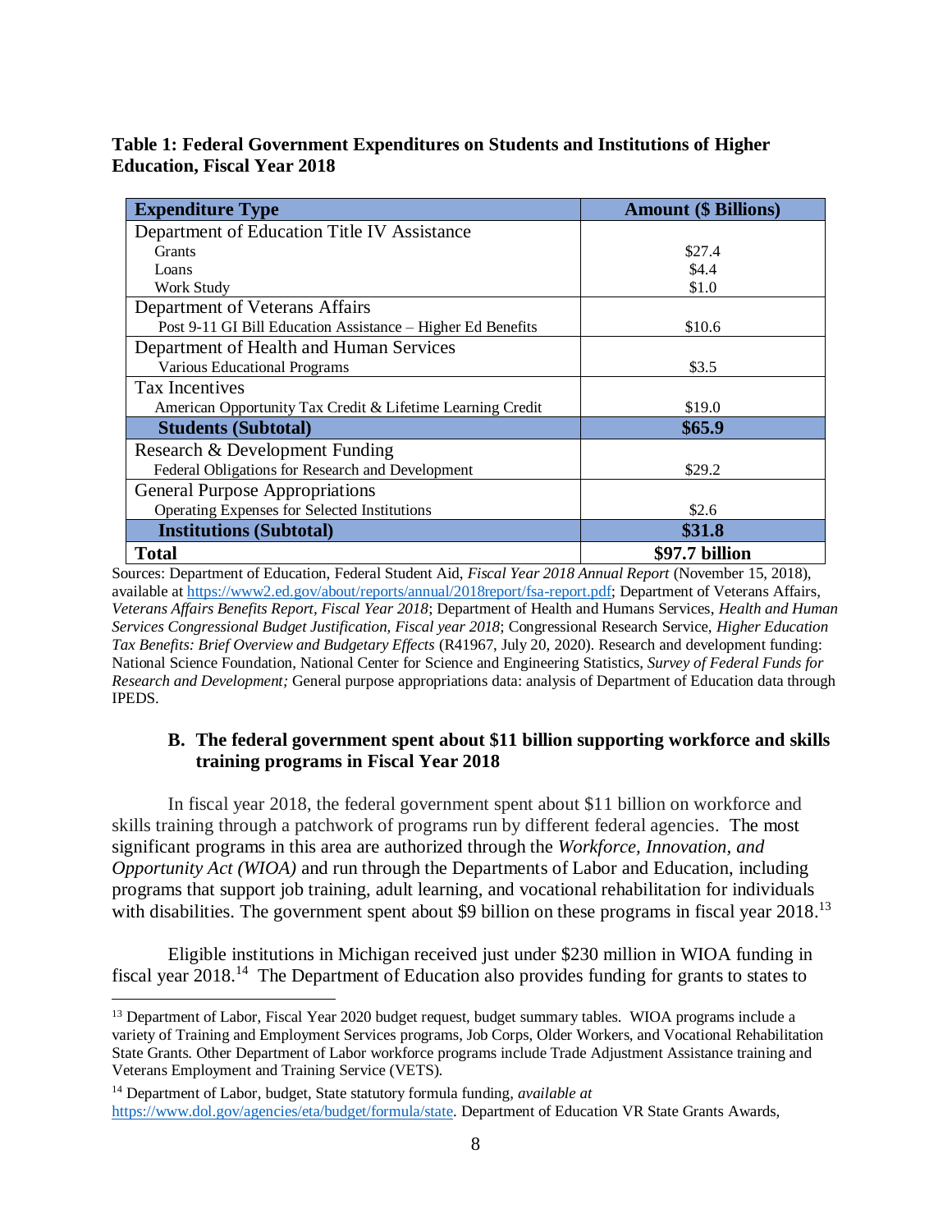**Table 1: Federal Government Expenditures on Students and Institutions of Higher Education, Fiscal Year 2018**

| Expenditure Type | Amount ($ Billions) |
|---|---|
| Department of Education Title IV Assistance | |
| Grants | $27.4 |
| Loans | $4.4 |
| Work Study | $1.0 |
| Department of Veterans Affairs | |
| Post 9-11 GI Bill Education Assistance – Higher Ed Benefits | $10.6 |
| Department of Health and Human Services | |
| Various Educational Programs | $3.5 |
| Tax Incentives | |
| American Opportunity Tax Credit & Lifetime Learning Credit | $19.0 |
| **Students (Subtotal)** | **$65.9** |
| Research & Development Funding | |
| Federal Obligations for Research and Development | $29.2 |
| General Purpose Appropriations | |
| Operating Expenses for Selected Institutions | $2.6 |
| **Institutions (Subtotal)** | **$31.8** |
| **Total** | **$97.7 billion** |

Sources: Department of Education, Federal Student Aid, *Fiscal Year 2018 Annual Report* (November 15, 2018), available at https://www2.ed.gov/about/reports/annual/2018report/fsa-report.pdf; Department of Veterans Affairs, *Veterans Affairs Benefits Report, Fiscal Year 2018*; Department of Health and Humans Services, *Health and Human Services Congressional Budget Justification, Fiscal year 2018*; Congressional Research Service, *Higher Education Tax Benefits: Brief Overview and Budgetary Effects* (R41967, July 20, 2020). Research and development funding: National Science Foundation, National Center for Science and Engineering Statistics, *Survey of Federal Funds for Research and Development;* General purpose appropriations data: analysis of Department of Education data through IPEDS.

### B. The federal government spent about $11 billion supporting workforce and skills training programs in Fiscal Year 2018

In fiscal year 2018, the federal government spent about $11 billion on workforce and skills training through a patchwork of programs run by different federal agencies. The most significant programs in this area are authorized through the *Workforce, Innovation, and Opportunity Act (WIOA)* and run through the Departments of Labor and Education, including programs that support job training, adult learning, and vocational rehabilitation for individuals with disabilities. The government spent about $9 billion on these programs in fiscal year 2018.[13]

Eligible institutions in Michigan received just under $230 million in WIOA funding in fiscal year 2018.[14] The Department of Education also provides funding for grants to states to

[13] Department of Labor, Fiscal Year 2020 budget request, budget summary tables. WIOA programs include a variety of Training and Employment Services programs, Job Corps, Older Workers, and Vocational Rehabilitation State Grants. Other Department of Labor workforce programs include Trade Adjustment Assistance training and Veterans Employment and Training Service (VETS).

[14] Department of Labor, budget, State statutory formula funding, *available at* https://www.dol.gov/agencies/eta/budget/formula/state. Department of Education VR State Grants Awards,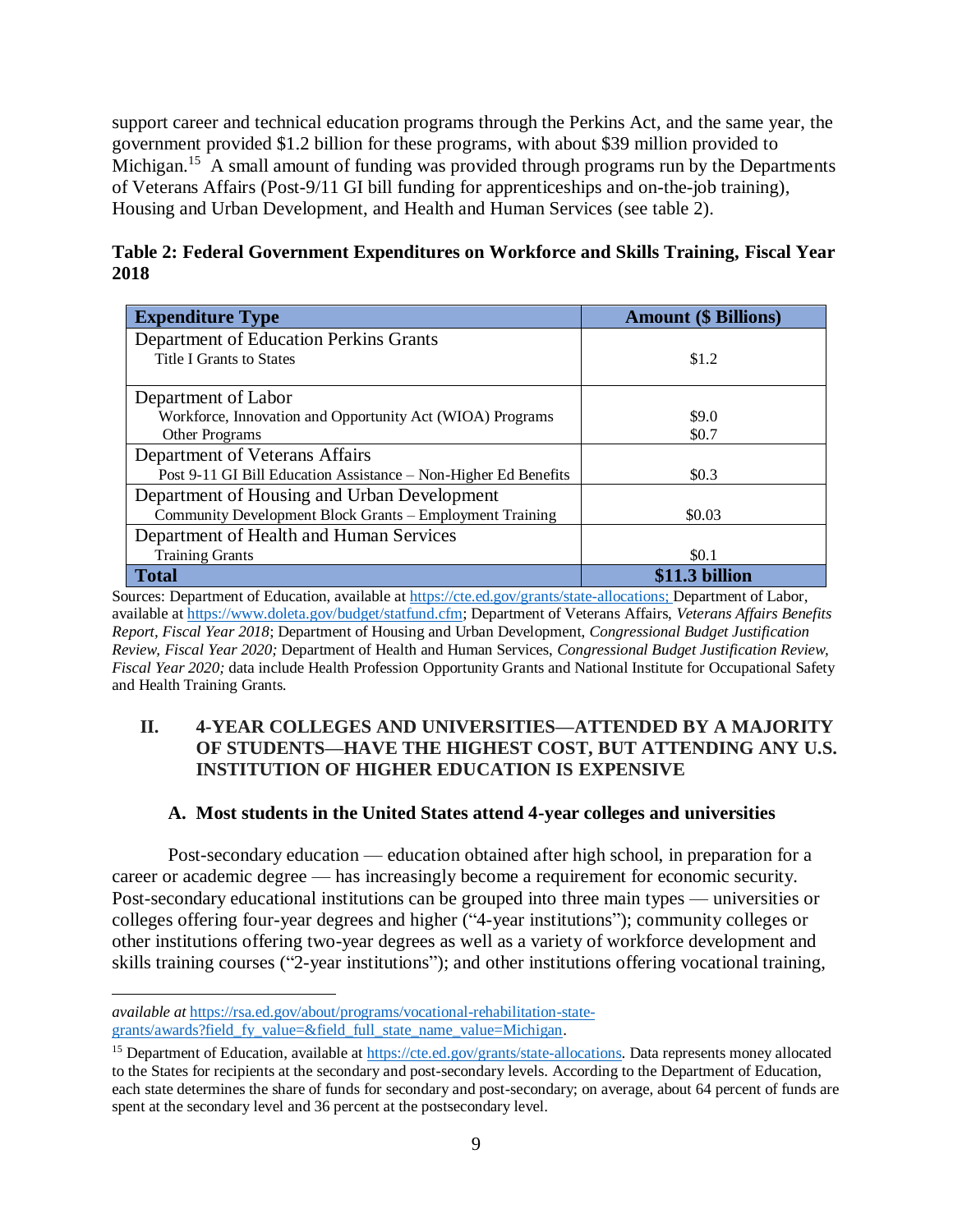support career and technical education programs through the Perkins Act, and the same year, the government provided $1.2 billion for these programs, with about $39 million provided to Michigan.[15] A small amount of funding was provided through programs run by the Departments of Veterans Affairs (Post-9/11 GI bill funding for apprenticeships and on-the-job training), Housing and Urban Development, and Health and Human Services (see table 2).

**Table 2: Federal Government Expenditures on Workforce and Skills Training, Fiscal Year 2018**

| Expenditure Type | Amount ($ Billions) |
|---|---|
| Department of Education Perkins Grants | |
| Title I Grants to States | $1.2 |
| Department of Labor | |
| Workforce, Innovation and Opportunity Act (WIOA) Programs | $9.0 |
| Other Programs | $0.7 |
| Department of Veterans Affairs | |
| Post 9-11 GI Bill Education Assistance – Non-Higher Ed Benefits | $0.3 |
| Department of Housing and Urban Development | |
| Community Development Block Grants – Employment Training | $0.03 |
| Department of Health and Human Services | |
| Training Grants | $0.1 |
| **Total** | **$11.3 billion** |

Sources: Department of Education, available at https://cte.ed.gov/grants/state-allocations; Department of Labor, available at https://www.doleta.gov/budget/statfund.cfm; Department of Veterans Affairs, *Veterans Affairs Benefits Report, Fiscal Year 2018*; Department of Housing and Urban Development, *Congressional Budget Justification Review, Fiscal Year 2020;* Department of Health and Human Services, *Congressional Budget Justification Review, Fiscal Year 2020;* data include Health Profession Opportunity Grants and National Institute for Occupational Safety and Health Training Grants.

## II. 4-YEAR COLLEGES AND UNIVERSITIES—ATTENDED BY A MAJORITY OF STUDENTS—HAVE THE HIGHEST COST, BUT ATTENDING ANY U.S. INSTITUTION OF HIGHER EDUCATION IS EXPENSIVE

### A. Most students in the United States attend 4-year colleges and universities

Post-secondary education — education obtained after high school, in preparation for a career or academic degree — has increasingly become a requirement for economic security. Post-secondary educational institutions can be grouped into three main types — universities or colleges offering four-year degrees and higher ("4-year institutions"); community colleges or other institutions offering two-year degrees as well as a variety of workforce development and skills training courses ("2-year institutions"); and other institutions offering vocational training,

---

*available at* https://rsa.ed.gov/about/programs/vocational-rehabilitation-state-grants/awards?field_fy_value=&field_full_state_name_value=Michigan.

[15] Department of Education, available at https://cte.ed.gov/grants/state-allocations. Data represents money allocated to the States for recipients at the secondary and post-secondary levels. According to the Department of Education, each state determines the share of funds for secondary and post-secondary; on average, about 64 percent of funds are spent at the secondary level and 36 percent at the postsecondary level.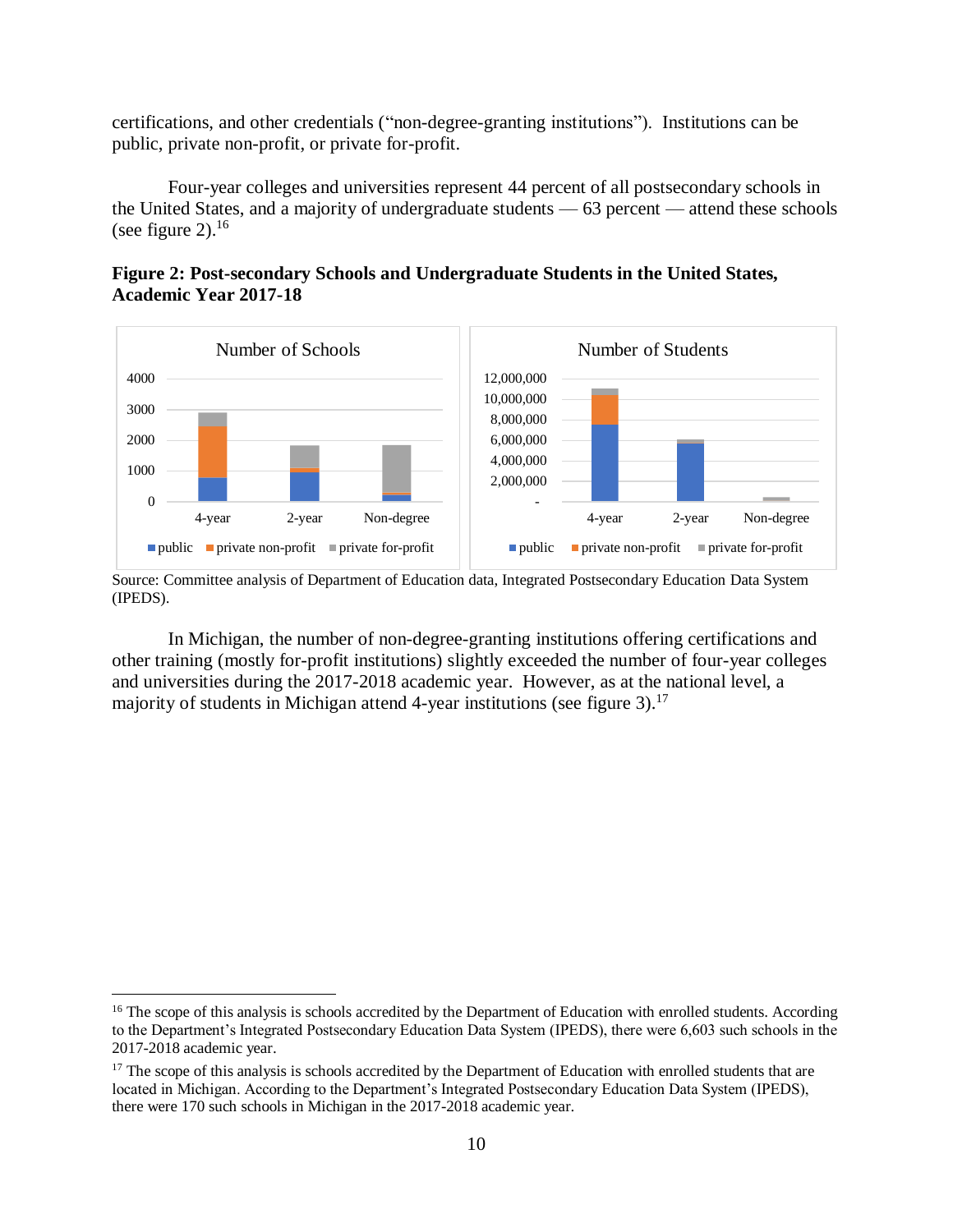certifications, and other credentials ("non-degree-granting institutions"). Institutions can be public, private non-profit, or private for-profit.

Four-year colleges and universities represent 44 percent of all postsecondary schools in the United States, and a majority of undergraduate students — 63 percent — attend these schools (see figure 2).[16]

**Figure 2: Post-secondary Schools and Undergraduate Students in the United States, Academic Year 2017-18**

Source: Committee analysis of Department of Education data, Integrated Postsecondary Education Data System (IPEDS).

In Michigan, the number of non-degree-granting institutions offering certifications and other training (mostly for-profit institutions) slightly exceeded the number of four-year colleges and universities during the 2017-2018 academic year. However, as at the national level, a majority of students in Michigan attend 4-year institutions (see figure 3).[17]

[16] The scope of this analysis is schools accredited by the Department of Education with enrolled students. According to the Department's Integrated Postsecondary Education Data System (IPEDS), there were 6,603 such schools in the 2017-2018 academic year.

[17] The scope of this analysis is schools accredited by the Department of Education with enrolled students that are located in Michigan. According to the Department's Integrated Postsecondary Education Data System (IPEDS), there were 170 such schools in Michigan in the 2017-2018 academic year.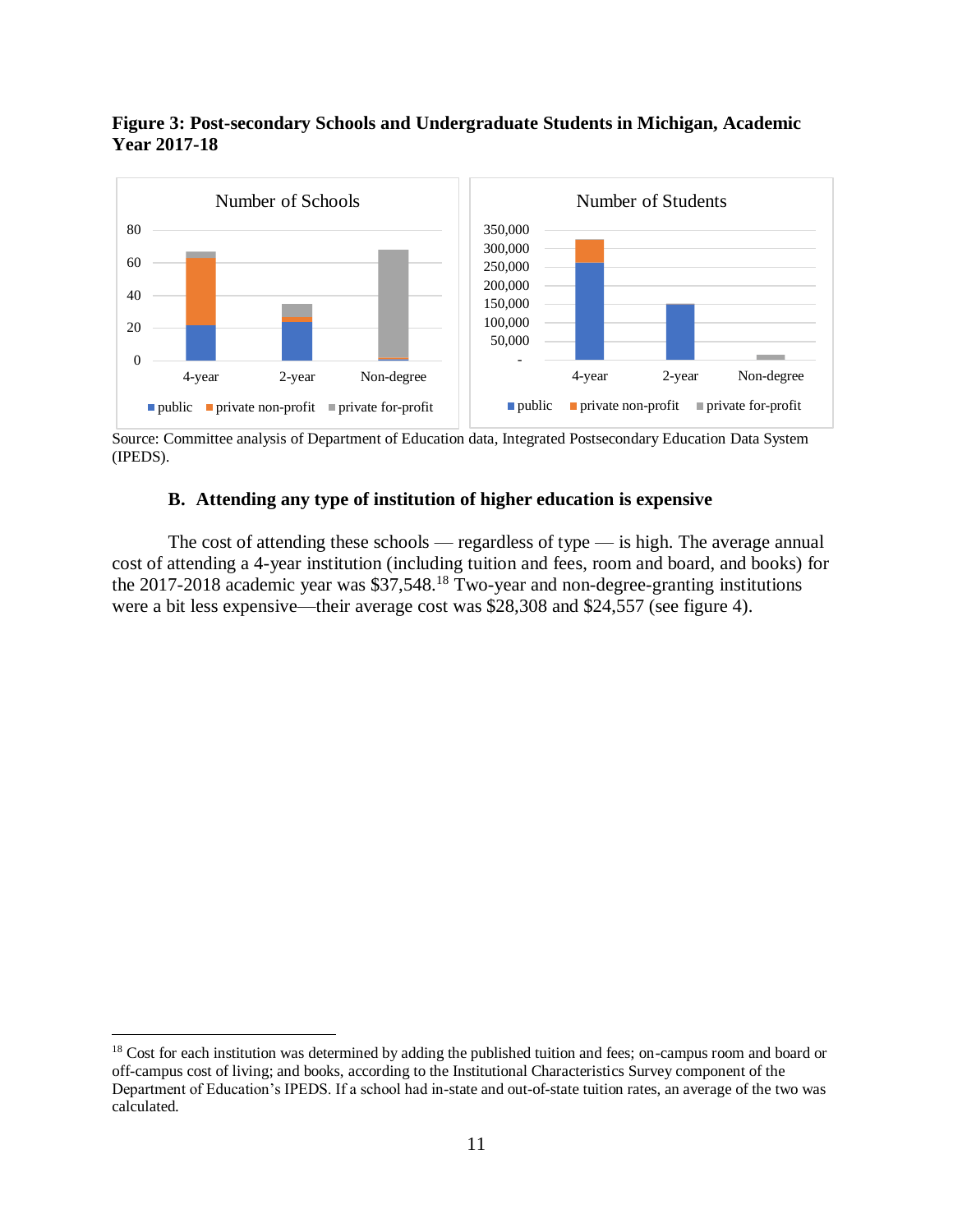**Figure 3: Post-secondary Schools and Undergraduate Students in Michigan, Academic Year 2017-18**

Source: Committee analysis of Department of Education data, Integrated Postsecondary Education Data System (IPEDS).

### B. Attending any type of institution of higher education is expensive

The cost of attending these schools — regardless of type — is high. The average annual cost of attending a 4-year institution (including tuition and fees, room and board, and books) for the 2017-2018 academic year was $37,548.[18] Two-year and non-degree-granting institutions were a bit less expensive—their average cost was $28,308 and $24,557 (see figure 4).

---

[18] Cost for each institution was determined by adding the published tuition and fees; on-campus room and board or off-campus cost of living; and books, according to the Institutional Characteristics Survey component of the Department of Education's IPEDS. If a school had in-state and out-of-state tuition rates, an average of the two was calculated.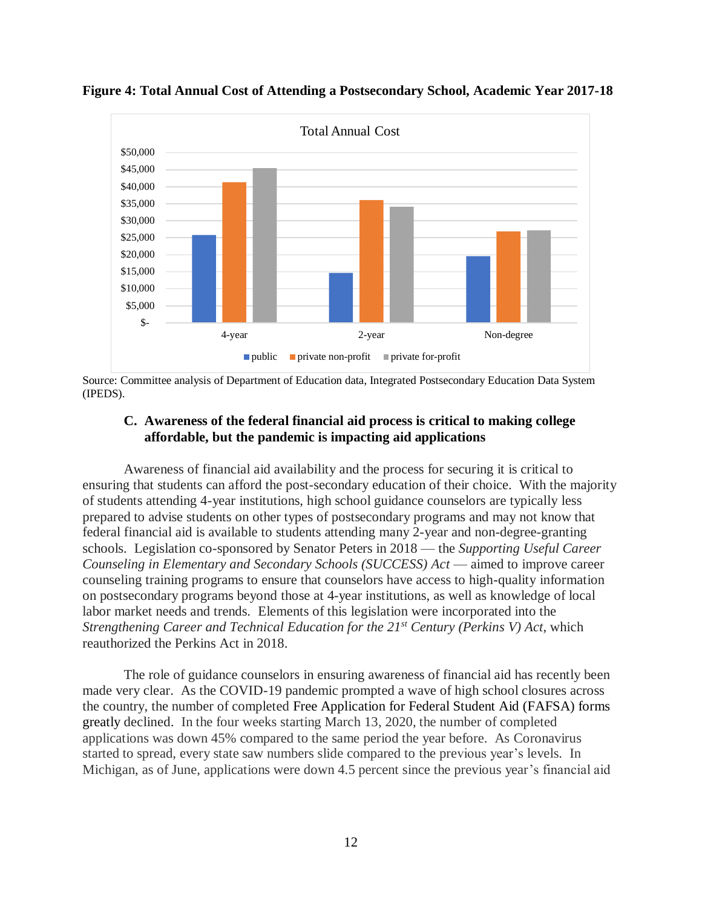**Figure 4: Total Annual Cost of Attending a Postsecondary School, Academic Year 2017-18**

Source: Committee analysis of Department of Education data, Integrated Postsecondary Education Data System (IPEDS).

### C. Awareness of the federal financial aid process is critical to making college affordable, but the pandemic is impacting aid applications

Awareness of financial aid availability and the process for securing it is critical to ensuring that students can afford the post-secondary education of their choice. With the majority of students attending 4-year institutions, high school guidance counselors are typically less prepared to advise students on other types of postsecondary programs and may not know that federal financial aid is available to students attending many 2-year and non-degree-granting schools. Legislation co-sponsored by Senator Peters in 2018 — the *Supporting Useful Career Counseling in Elementary and Secondary Schools (SUCCESS) Act* — aimed to improve career counseling training programs to ensure that counselors have access to high-quality information on postsecondary programs beyond those at 4-year institutions, as well as knowledge of local labor market needs and trends. Elements of this legislation were incorporated into the *Strengthening Career and Technical Education for the 21st Century (Perkins V) Act*, which reauthorized the Perkins Act in 2018.

The role of guidance counselors in ensuring awareness of financial aid has recently been made very clear. As the COVID-19 pandemic prompted a wave of high school closures across the country, the number of completed Free Application for Federal Student Aid (FAFSA) forms greatly declined. In the four weeks starting March 13, 2020, the number of completed applications was down 45% compared to the same period the year before. As Coronavirus started to spread, every state saw numbers slide compared to the previous year's levels. In Michigan, as of June, applications were down 4.5 percent since the previous year's financial aid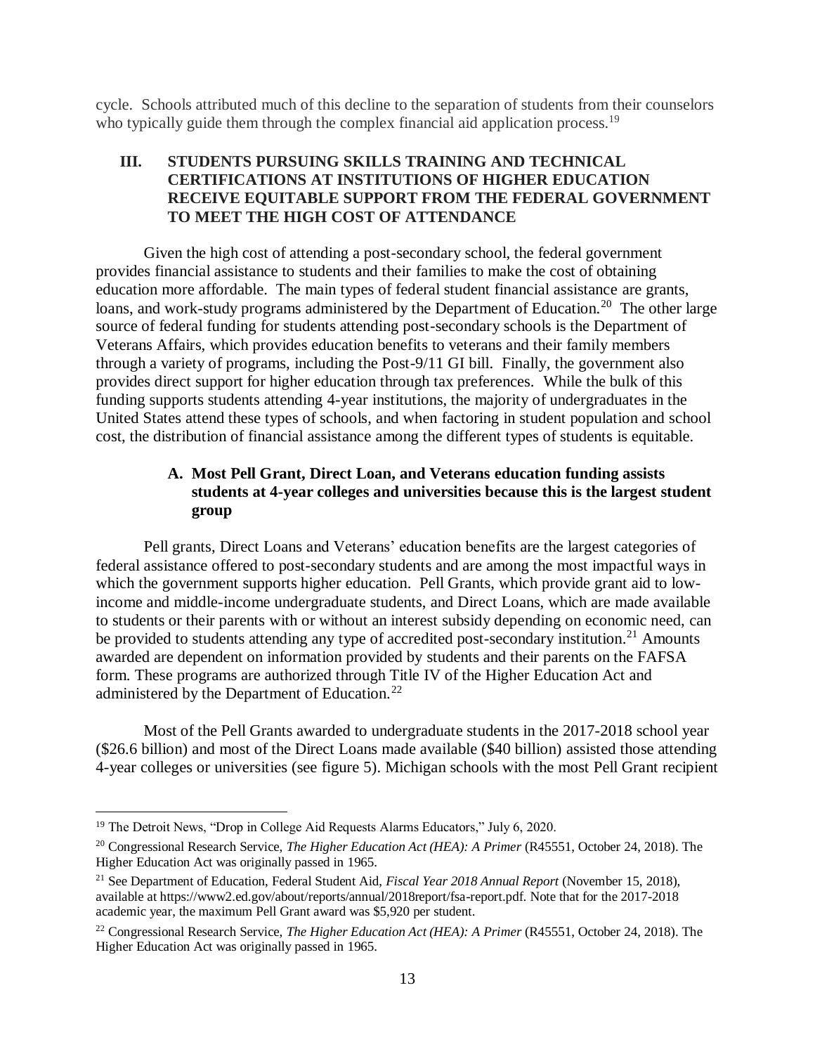cycle. Schools attributed much of this decline to the separation of students from their counselors who typically guide them through the complex financial aid application process.[19]

## III. STUDENTS PURSUING SKILLS TRAINING AND TECHNICAL CERTIFICATIONS AT INSTITUTIONS OF HIGHER EDUCATION RECEIVE EQUITABLE SUPPORT FROM THE FEDERAL GOVERNMENT TO MEET THE HIGH COST OF ATTENDANCE

Given the high cost of attending a post-secondary school, the federal government provides financial assistance to students and their families to make the cost of obtaining education more affordable. The main types of federal student financial assistance are grants, loans, and work-study programs administered by the Department of Education.[20] The other large source of federal funding for students attending post-secondary schools is the Department of Veterans Affairs, which provides education benefits to veterans and their family members through a variety of programs, including the Post-9/11 GI bill. Finally, the government also provides direct support for higher education through tax preferences. While the bulk of this funding supports students attending 4-year institutions, the majority of undergraduates in the United States attend these types of schools, and when factoring in student population and school cost, the distribution of financial assistance among the different types of students is equitable.

### A. Most Pell Grant, Direct Loan, and Veterans education funding assists students at 4-year colleges and universities because this is the largest student group

Pell grants, Direct Loans and Veterans' education benefits are the largest categories of federal assistance offered to post-secondary students and are among the most impactful ways in which the government supports higher education. Pell Grants, which provide grant aid to low-income and middle-income undergraduate students, and Direct Loans, which are made available to students or their parents with or without an interest subsidy depending on economic need, can be provided to students attending any type of accredited post-secondary institution.[21] Amounts awarded are dependent on information provided by students and their parents on the FAFSA form. These programs are authorized through Title IV of the Higher Education Act and administered by the Department of Education.[22]

Most of the Pell Grants awarded to undergraduate students in the 2017-2018 school year ($26.6 billion) and most of the Direct Loans made available ($40 billion) assisted those attending 4-year colleges or universities (see figure 5). Michigan schools with the most Pell Grant recipient

---

[19] The Detroit News, "Drop in College Aid Requests Alarms Educators," July 6, 2020.

[20] Congressional Research Service, *The Higher Education Act (HEA): A Primer* (R45551, October 24, 2018). The Higher Education Act was originally passed in 1965.

[21] See Department of Education, Federal Student Aid, *Fiscal Year 2018 Annual Report* (November 15, 2018), available at https://www2.ed.gov/about/reports/annual/2018report/fsa-report.pdf. Note that for the 2017-2018 academic year, the maximum Pell Grant award was $5,920 per student.

[22] Congressional Research Service, *The Higher Education Act (HEA): A Primer* (R45551, October 24, 2018). The Higher Education Act was originally passed in 1965.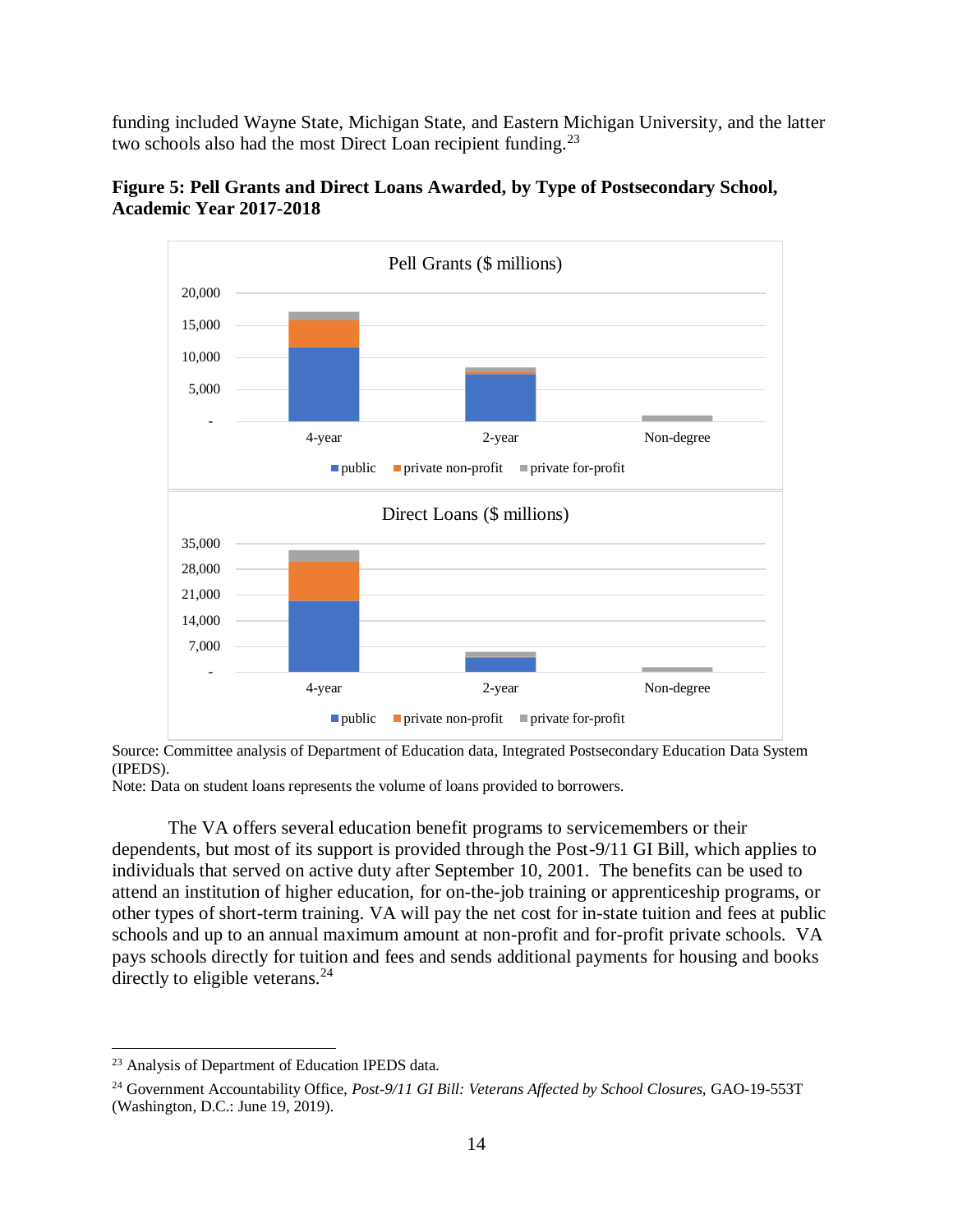funding included Wayne State, Michigan State, and Eastern Michigan University, and the latter two schools also had the most Direct Loan recipient funding.[23]

**Figure 5: Pell Grants and Direct Loans Awarded, by Type of Postsecondary School, Academic Year 2017-2018**

Source: Committee analysis of Department of Education data, Integrated Postsecondary Education Data System (IPEDS).

Note: Data on student loans represents the volume of loans provided to borrowers.

The VA offers several education benefit programs to servicemembers or their dependents, but most of its support is provided through the Post-9/11 GI Bill, which applies to individuals that served on active duty after September 10, 2001. The benefits can be used to attend an institution of higher education, for on-the-job training or apprenticeship programs, or other types of short-term training. VA will pay the net cost for in-state tuition and fees at public schools and up to an annual maximum amount at non-profit and for-profit private schools. VA pays schools directly for tuition and fees and sends additional payments for housing and books directly to eligible veterans.[24]

---

[23] Analysis of Department of Education IPEDS data.

[24] Government Accountability Office, *Post-9/11 GI Bill: Veterans Affected by School Closures,* GAO-19-553T (Washington, D.C.: June 19, 2019).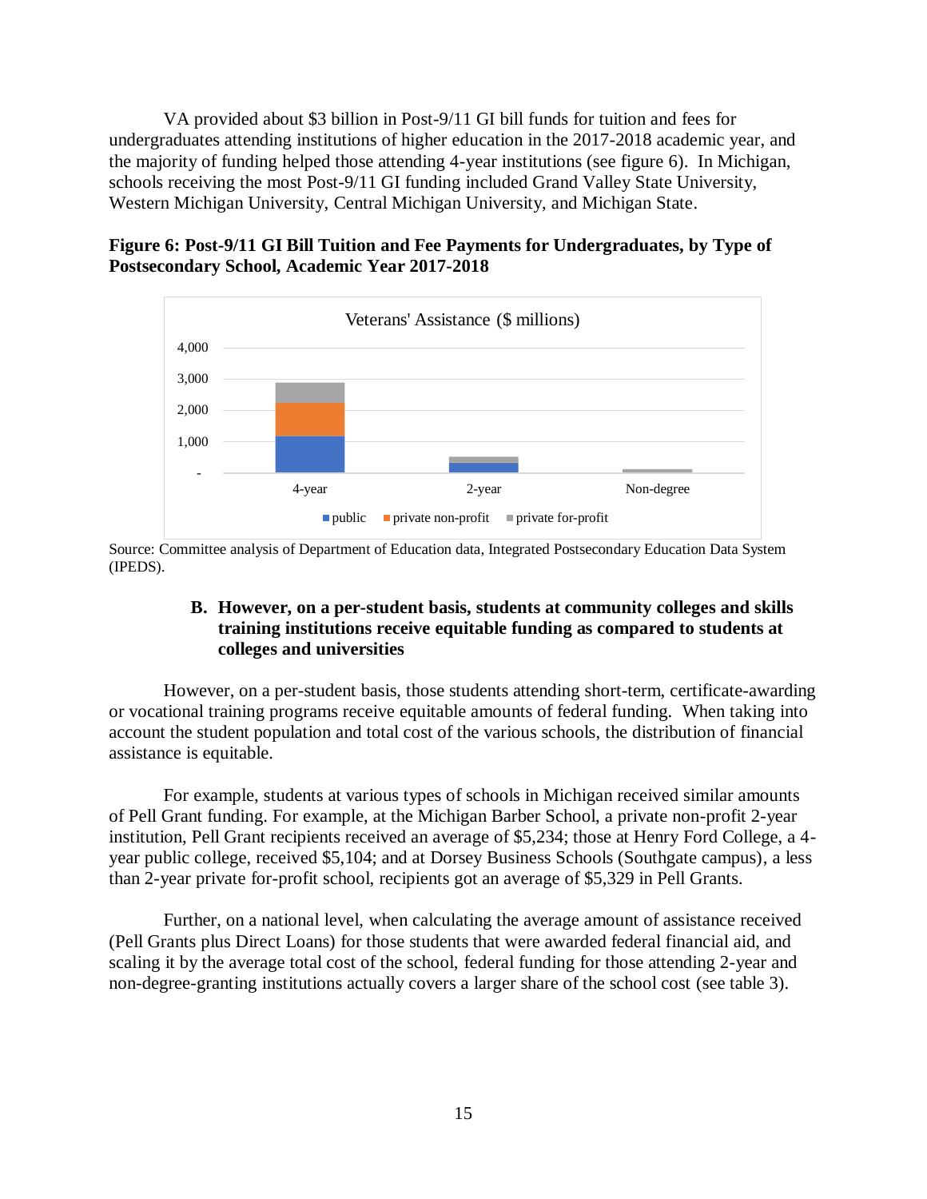VA provided about $3 billion in Post-9/11 GI bill funds for tuition and fees for undergraduates attending institutions of higher education in the 2017-2018 academic year, and the majority of funding helped those attending 4-year institutions (see figure 6). In Michigan, schools receiving the most Post-9/11 GI funding included Grand Valley State University, Western Michigan University, Central Michigan University, and Michigan State.

**Figure 6: Post-9/11 GI Bill Tuition and Fee Payments for Undergraduates, by Type of Postsecondary School, Academic Year 2017-2018**

Source: Committee analysis of Department of Education data, Integrated Postsecondary Education Data System (IPEDS).

### B. However, on a per-student basis, students at community colleges and skills training institutions receive equitable funding as compared to students at colleges and universities

However, on a per-student basis, those students attending short-term, certificate-awarding or vocational training programs receive equitable amounts of federal funding. When taking into account the student population and total cost of the various schools, the distribution of financial assistance is equitable.

For example, students at various types of schools in Michigan received similar amounts of Pell Grant funding. For example, at the Michigan Barber School, a private non-profit 2-year institution, Pell Grant recipients received an average of $5,234; those at Henry Ford College, a 4-year public college, received $5,104; and at Dorsey Business Schools (Southgate campus), a less than 2-year private for-profit school, recipients got an average of $5,329 in Pell Grants.

Further, on a national level, when calculating the average amount of assistance received (Pell Grants plus Direct Loans) for those students that were awarded federal financial aid, and scaling it by the average total cost of the school, federal funding for those attending 2-year and non-degree-granting institutions actually covers a larger share of the school cost (see table 3).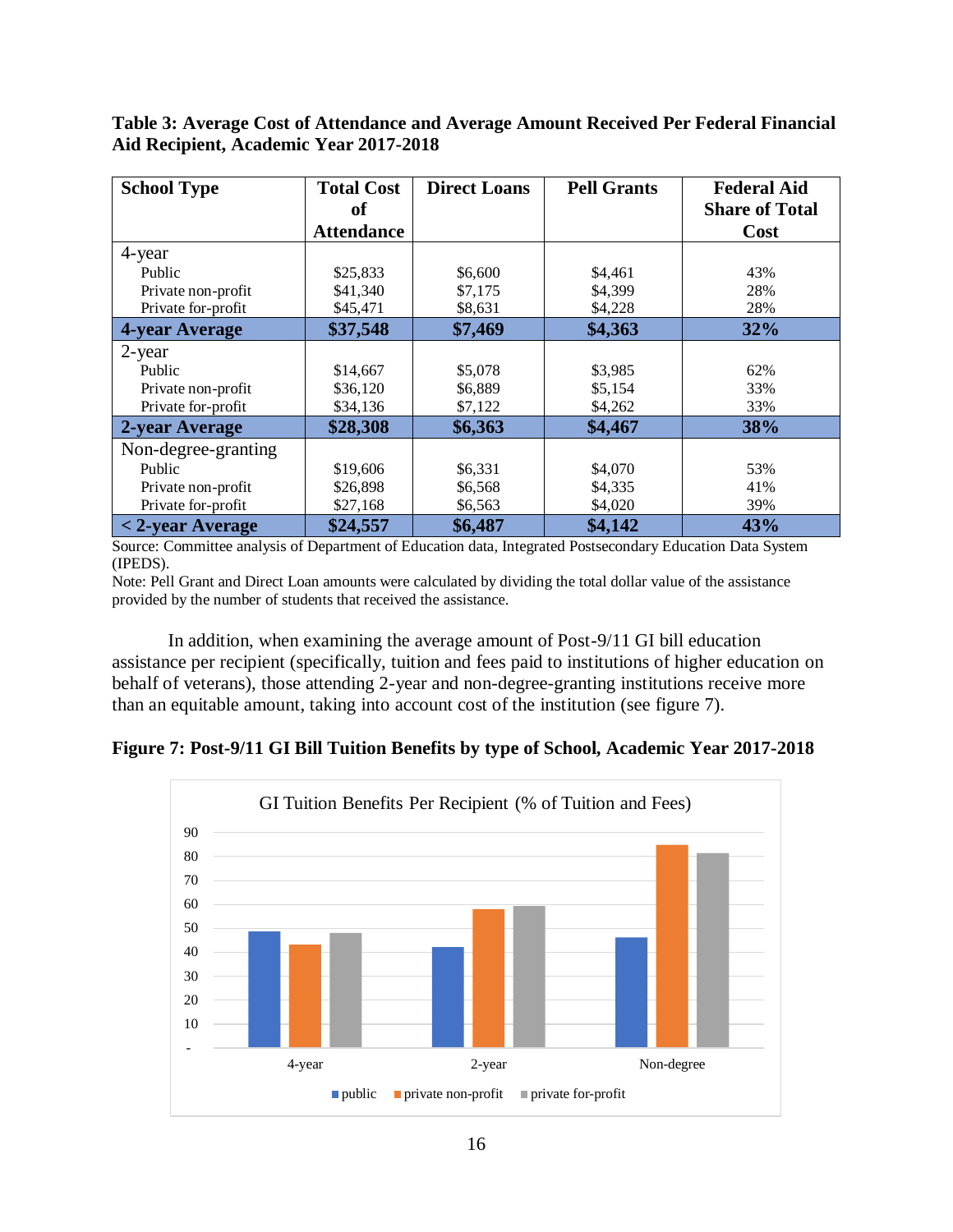**Table 3: Average Cost of Attendance and Average Amount Received Per Federal Financial Aid Recipient, Academic Year 2017-2018**

| School Type | Total Cost of Attendance | Direct Loans | Pell Grants | Federal Aid Share of Total Cost |
|---|---|---|---|---|
| 4-year | | | | |
| Public | $25,833 | $6,600 | $4,461 | 43% |
| Private non-profit | $41,340 | $7,175 | $4,399 | 28% |
| Private for-profit | $45,471 | $8,631 | $4,228 | 28% |
| **4-year Average** | **$37,548** | **$7,469** | **$4,363** | **32%** |
| 2-year | | | | |
| Public | $14,667 | $5,078 | $3,985 | 62% |
| Private non-profit | $36,120 | $6,889 | $5,154 | 33% |
| Private for-profit | $34,136 | $7,122 | $4,262 | 33% |
| **2-year Average** | **$28,308** | **$6,363** | **$4,467** | **38%** |
| Non-degree-granting | | | | |
| Public | $19,606 | $6,331 | $4,070 | 53% |
| Private non-profit | $26,898 | $6,568 | $4,335 | 41% |
| Private for-profit | $27,168 | $6,563 | $4,020 | 39% |
| **< 2-year Average** | **$24,557** | **$6,487** | **$4,142** | **43%** |

Source: Committee analysis of Department of Education data, Integrated Postsecondary Education Data System (IPEDS).

Note: Pell Grant and Direct Loan amounts were calculated by dividing the total dollar value of the assistance provided by the number of students that received the assistance.

In addition, when examining the average amount of Post-9/11 GI bill education assistance per recipient (specifically, tuition and fees paid to institutions of higher education on behalf of veterans), those attending 2-year and non-degree-granting institutions receive more than an equitable amount, taking into account cost of the institution (see figure 7).

**Figure 7: Post-9/11 GI Bill Tuition Benefits by type of School, Academic Year 2017-2018**

GI Tuition Benefits Per Recipient (% of Tuition and Fees)

| | public | private non-profit | private for-profit |
|---|---|---|---|
| 4-year | 49 | 43 | 48 |
| 2-year | 42 | 58 | 59 |
| Non-degree | 46 | 85 | 81 |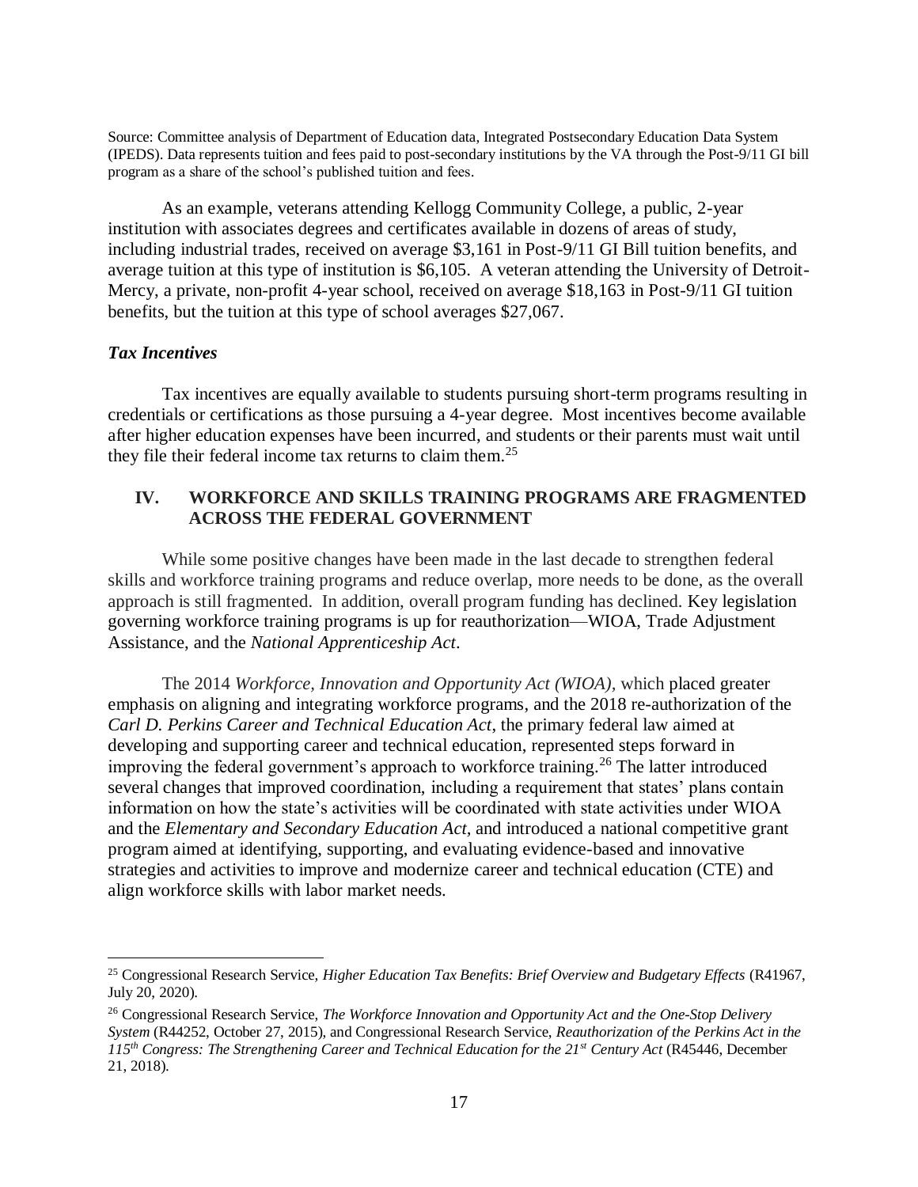Source: Committee analysis of Department of Education data, Integrated Postsecondary Education Data System (IPEDS). Data represents tuition and fees paid to post-secondary institutions by the VA through the Post-9/11 GI bill program as a share of the school's published tuition and fees.

As an example, veterans attending Kellogg Community College, a public, 2-year institution with associates degrees and certificates available in dozens of areas of study, including industrial trades, received on average $3,161 in Post-9/11 GI Bill tuition benefits, and average tuition at this type of institution is $6,105. A veteran attending the University of Detroit-Mercy, a private, non-profit 4-year school, received on average $18,163 in Post-9/11 GI tuition benefits, but the tuition at this type of school averages $27,067.

### *Tax Incentives*

Tax incentives are equally available to students pursuing short-term programs resulting in credentials or certifications as those pursuing a 4-year degree. Most incentives become available after higher education expenses have been incurred, and students or their parents must wait until they file their federal income tax returns to claim them.[25]

## IV. WORKFORCE AND SKILLS TRAINING PROGRAMS ARE FRAGMENTED ACROSS THE FEDERAL GOVERNMENT

While some positive changes have been made in the last decade to strengthen federal skills and workforce training programs and reduce overlap, more needs to be done, as the overall approach is still fragmented. In addition, overall program funding has declined. Key legislation governing workforce training programs is up for reauthorization—WIOA, Trade Adjustment Assistance, and the *National Apprenticeship Act*.

The 2014 *Workforce, Innovation and Opportunity Act (WIOA),* which placed greater emphasis on aligning and integrating workforce programs, and the 2018 re-authorization of the *Carl D. Perkins Career and Technical Education Act*, the primary federal law aimed at developing and supporting career and technical education, represented steps forward in improving the federal government's approach to workforce training.[26] The latter introduced several changes that improved coordination, including a requirement that states' plans contain information on how the state's activities will be coordinated with state activities under WIOA and the *Elementary and Secondary Education Act,* and introduced a national competitive grant program aimed at identifying, supporting, and evaluating evidence-based and innovative strategies and activities to improve and modernize career and technical education (CTE) and align workforce skills with labor market needs.

---

[25] Congressional Research Service, *Higher Education Tax Benefits: Brief Overview and Budgetary Effects* (R41967, July 20, 2020).

[26] Congressional Research Service, *The Workforce Innovation and Opportunity Act and the One-Stop Delivery System* (R44252, October 27, 2015), and Congressional Research Service, *Reauthorization of the Perkins Act in the 115th Congress: The Strengthening Career and Technical Education for the 21st Century Act* (R45446, December 21, 2018).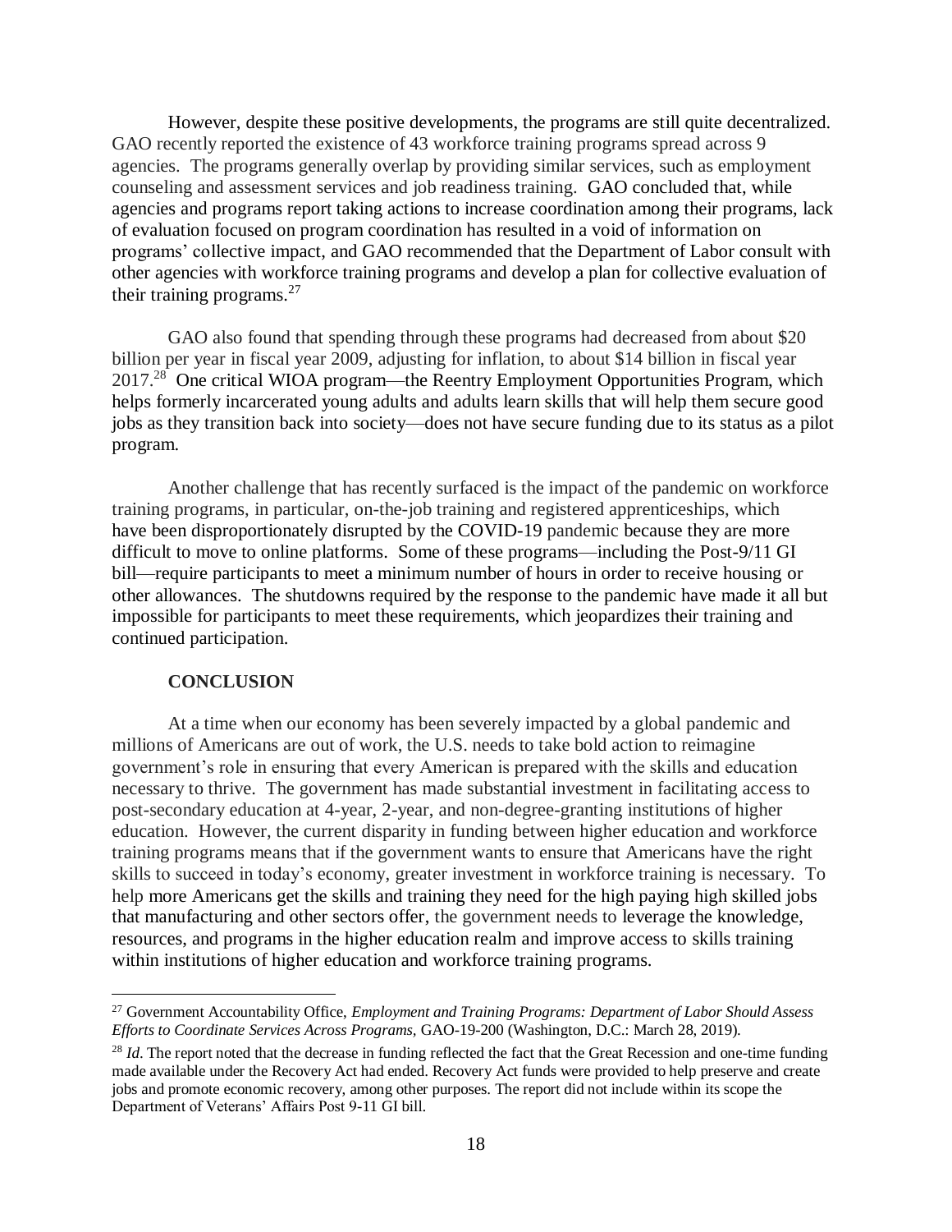However, despite these positive developments, the programs are still quite decentralized. GAO recently reported the existence of 43 workforce training programs spread across 9 agencies. The programs generally overlap by providing similar services, such as employment counseling and assessment services and job readiness training. GAO concluded that, while agencies and programs report taking actions to increase coordination among their programs, lack of evaluation focused on program coordination has resulted in a void of information on programs' collective impact, and GAO recommended that the Department of Labor consult with other agencies with workforce training programs and develop a plan for collective evaluation of their training programs.[27]

GAO also found that spending through these programs had decreased from about $20 billion per year in fiscal year 2009, adjusting for inflation, to about $14 billion in fiscal year 2017.[28] One critical WIOA program—the Reentry Employment Opportunities Program, which helps formerly incarcerated young adults and adults learn skills that will help them secure good jobs as they transition back into society—does not have secure funding due to its status as a pilot program.

Another challenge that has recently surfaced is the impact of the pandemic on workforce training programs, in particular, on-the-job training and registered apprenticeships, which have been disproportionately disrupted by the COVID-19 pandemic because they are more difficult to move to online platforms. Some of these programs—including the Post-9/11 GI bill—require participants to meet a minimum number of hours in order to receive housing or other allowances. The shutdowns required by the response to the pandemic have made it all but impossible for participants to meet these requirements, which jeopardizes their training and continued participation.

## CONCLUSION

At a time when our economy has been severely impacted by a global pandemic and millions of Americans are out of work, the U.S. needs to take bold action to reimagine government's role in ensuring that every American is prepared with the skills and education necessary to thrive. The government has made substantial investment in facilitating access to post-secondary education at 4-year, 2-year, and non-degree-granting institutions of higher education. However, the current disparity in funding between higher education and workforce training programs means that if the government wants to ensure that Americans have the right skills to succeed in today's economy, greater investment in workforce training is necessary. To help more Americans get the skills and training they need for the high paying high skilled jobs that manufacturing and other sectors offer, the government needs to leverage the knowledge, resources, and programs in the higher education realm and improve access to skills training within institutions of higher education and workforce training programs.

---

[27] Government Accountability Office, *Employment and Training Programs: Department of Labor Should Assess Efforts to Coordinate Services Across Programs*, GAO-19-200 (Washington, D.C.: March 28, 2019).

[28] *Id*. The report noted that the decrease in funding reflected the fact that the Great Recession and one-time funding made available under the Recovery Act had ended. Recovery Act funds were provided to help preserve and create jobs and promote economic recovery, among other purposes. The report did not include within its scope the Department of Veterans' Affairs Post 9-11 GI bill.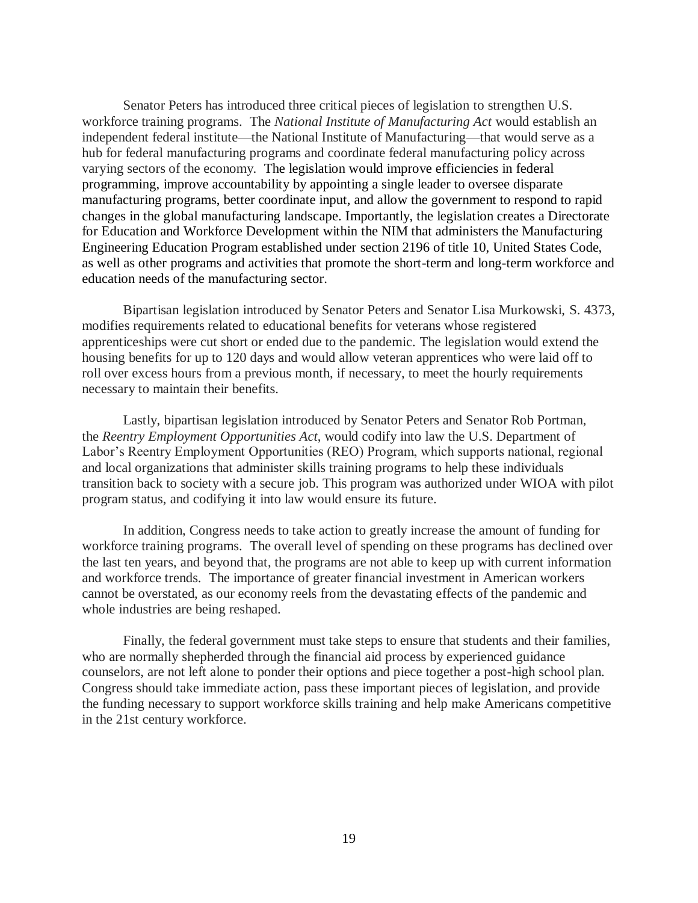Senator Peters has introduced three critical pieces of legislation to strengthen U.S. workforce training programs. The *National Institute of Manufacturing Act* would establish an independent federal institute—the National Institute of Manufacturing—that would serve as a hub for federal manufacturing programs and coordinate federal manufacturing policy across varying sectors of the economy. The legislation would improve efficiencies in federal programming, improve accountability by appointing a single leader to oversee disparate manufacturing programs, better coordinate input, and allow the government to respond to rapid changes in the global manufacturing landscape. Importantly, the legislation creates a Directorate for Education and Workforce Development within the NIM that administers the Manufacturing Engineering Education Program established under section 2196 of title 10, United States Code, as well as other programs and activities that promote the short-term and long-term workforce and education needs of the manufacturing sector.

Bipartisan legislation introduced by Senator Peters and Senator Lisa Murkowski, S. 4373, modifies requirements related to educational benefits for veterans whose registered apprenticeships were cut short or ended due to the pandemic. The legislation would extend the housing benefits for up to 120 days and would allow veteran apprentices who were laid off to roll over excess hours from a previous month, if necessary, to meet the hourly requirements necessary to maintain their benefits.

Lastly, bipartisan legislation introduced by Senator Peters and Senator Rob Portman, the *Reentry Employment Opportunities Act*, would codify into law the U.S. Department of Labor's Reentry Employment Opportunities (REO) Program, which supports national, regional and local organizations that administer skills training programs to help these individuals transition back to society with a secure job. This program was authorized under WIOA with pilot program status, and codifying it into law would ensure its future.

In addition, Congress needs to take action to greatly increase the amount of funding for workforce training programs. The overall level of spending on these programs has declined over the last ten years, and beyond that, the programs are not able to keep up with current information and workforce trends. The importance of greater financial investment in American workers cannot be overstated, as our economy reels from the devastating effects of the pandemic and whole industries are being reshaped.

Finally, the federal government must take steps to ensure that students and their families, who are normally shepherded through the financial aid process by experienced guidance counselors, are not left alone to ponder their options and piece together a post-high school plan. Congress should take immediate action, pass these important pieces of legislation, and provide the funding necessary to support workforce skills training and help make Americans competitive in the 21st century workforce.